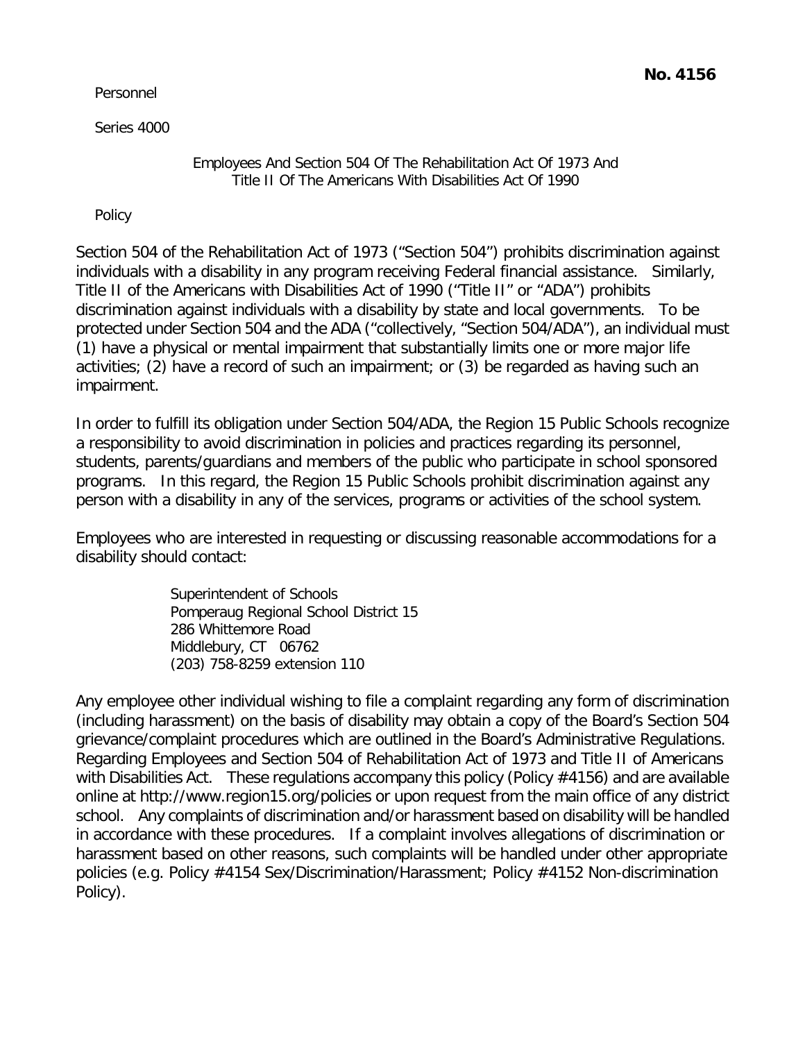**No. 4156**

Personnel

Series 4000

## Employees And Section 504 Of The Rehabilitation Act Of 1973 And Title II Of The Americans With Disabilities Act Of 1990

Policy

Section 504 of the Rehabilitation Act of 1973 ("Section 504") prohibits discrimination against individuals with a disability in any program receiving Federal financial assistance. Similarly, Title II of the Americans with Disabilities Act of 1990 ("Title II" or "ADA") prohibits discrimination against individuals with a disability by state and local governments. To be protected under Section 504 and the ADA ("collectively, "Section 504/ADA"), an individual must (1) have a physical or mental impairment that substantially limits one or more major life activities; (2) have a record of such an impairment; or (3) be regarded as having such an impairment.

In order to fulfill its obligation under Section 504/ADA, the Region 15 Public Schools recognize a responsibility to avoid discrimination in policies and practices regarding its personnel, students, parents/guardians and members of the public who participate in school sponsored programs. In this regard, the Region 15 Public Schools prohibit discrimination against any person with a disability in any of the services, programs or activities of the school system.

Employees who are interested in requesting or discussing reasonable accommodations for a disability should contact:

> Superintendent of Schools
> Pomperaug Regional School District 15
> 286 Whittemore Road
> Middlebury, CT 06762
> (203) 758-8259 extension 110

Any employee other individual wishing to file a complaint regarding any form of discrimination (including harassment) on the basis of disability may obtain a copy of the Board's Section 504 grievance/complaint procedures which are outlined in the Board's Administrative Regulations. Regarding Employees and Section 504 of Rehabilitation Act of 1973 and Title II of Americans with Disabilities Act. These regulations accompany this policy (Policy #4156) and are available online at http://www.region15.org/policies or upon request from the main office of any district school. Any complaints of discrimination and/or harassment based on disability will be handled in accordance with these procedures. If a complaint involves allegations of discrimination or harassment based on other reasons, such complaints will be handled under other appropriate policies (e.g. Policy #4154 Sex/Discrimination/Harassment; Policy #4152 Non-discrimination Policy).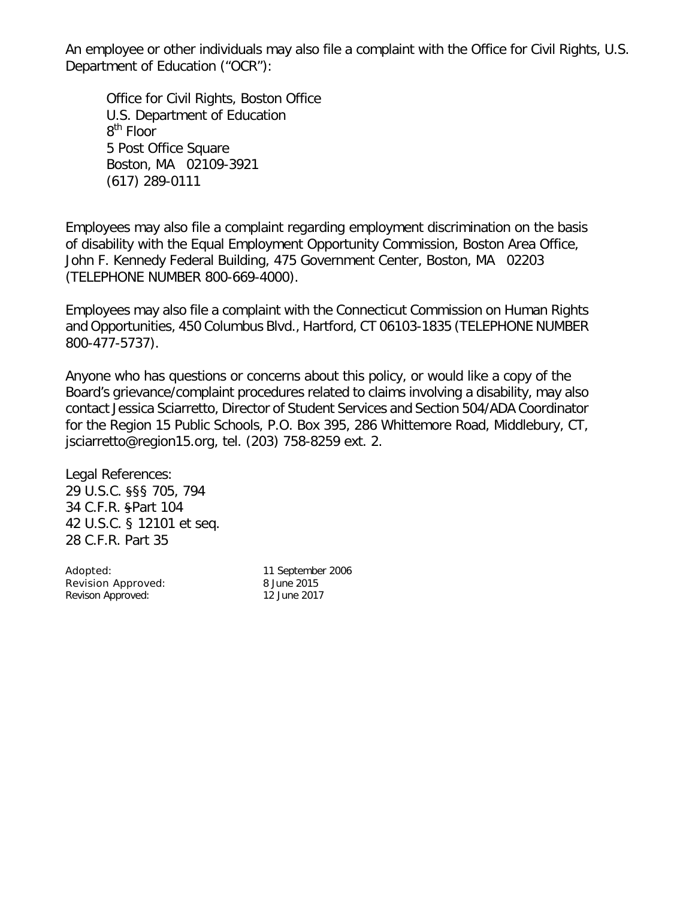An employee or other individuals may also file a complaint with the Office for Civil Rights, U.S. Department of Education ("OCR"):

Office for Civil Rights, Boston Office
U.S. Department of Education
8th Floor
5 Post Office Square
Boston, MA 02109-3921
(617) 289-0111

Employees may also file a complaint regarding employment discrimination on the basis of disability with the Equal Employment Opportunity Commission, Boston Area Office, John F. Kennedy Federal Building, 475 Government Center, Boston, MA 02203 (TELEPHONE NUMBER 800-669-4000).

Employees may also file a complaint with the Connecticut Commission on Human Rights and Opportunities, 450 Columbus Blvd., Hartford, CT 06103-1835 (TELEPHONE NUMBER 800-477-5737).

Anyone who has questions or concerns about this policy, or would like a copy of the Board's grievance/complaint procedures related to claims involving a disability, may also contact Jessica Sciarretto, Director of Student Services and Section 504/ADA Coordinator for the Region 15 Public Schools, P.O. Box 395, 286 Whittemore Road, Middlebury, CT, jsciarretto@region15.org, tel. (203) 758-8259 ext. 2.

Legal References:
29 U.S.C. §§§ 705, 794
34 C.F.R. §Part 104
42 U.S.C. § 12101 et seq.
28 C.F.R. Part 35

| | |
|---|---|
| Adopted: | 11 September 2006 |
| Revision Approved: | 8 June 2015 |
| Revison Approved: | 12 June 2017 |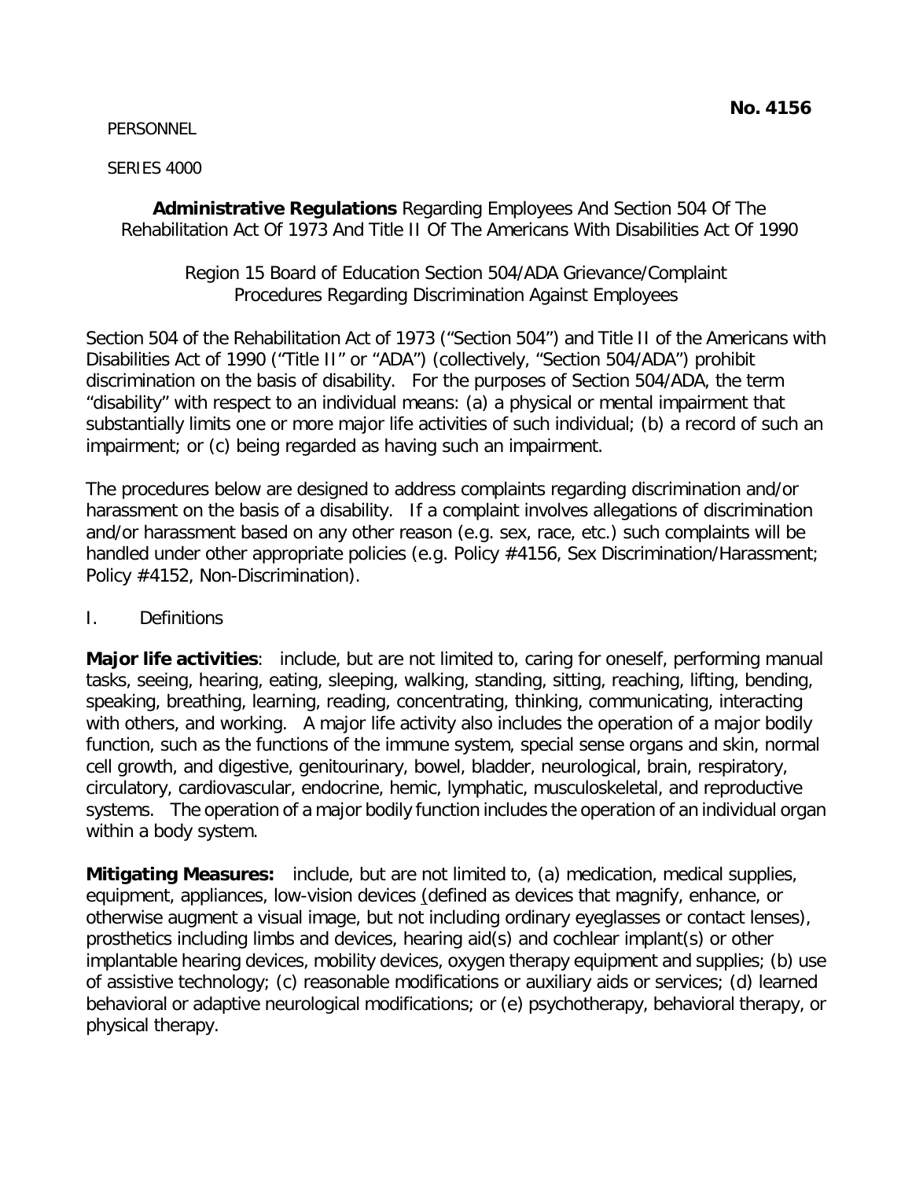**No. 4156**

PERSONNEL

SERIES 4000

**Administrative Regulations** Regarding Employees And Section 504 Of The Rehabilitation Act Of 1973 And Title II Of The Americans With Disabilities Act Of 1990

Region 15 Board of Education Section 504/ADA Grievance/Complaint Procedures Regarding Discrimination Against Employees

Section 504 of the Rehabilitation Act of 1973 ("Section 504") and Title II of the Americans with Disabilities Act of 1990 ("Title II" or "ADA") (collectively, "Section 504/ADA") prohibit discrimination on the basis of disability. For the purposes of Section 504/ADA, the term "disability" with respect to an individual means: (a) a physical or mental impairment that substantially limits one or more major life activities of such individual; (b) a record of such an impairment; or (c) being regarded as having such an impairment.

The procedures below are designed to address complaints regarding discrimination and/or harassment on the basis of a disability. If a complaint involves allegations of discrimination and/or harassment based on any other reason (e.g. sex, race, etc.) such complaints will be handled under other appropriate policies (e.g. Policy #4156, Sex Discrimination/Harassment; Policy #4152, Non-Discrimination).

I. Definitions

**Major life activities**: include, but are not limited to, caring for oneself, performing manual tasks, seeing, hearing, eating, sleeping, walking, standing, sitting, reaching, lifting, bending, speaking, breathing, learning, reading, concentrating, thinking, communicating, interacting with others, and working. A major life activity also includes the operation of a major bodily function, such as the functions of the immune system, special sense organs and skin, normal cell growth, and digestive, genitourinary, bowel, bladder, neurological, brain, respiratory, circulatory, cardiovascular, endocrine, hemic, lymphatic, musculoskeletal, and reproductive systems. The operation of a major bodily function includes the operation of an individual organ within a body system.

**Mitigating Measures:** include, but are not limited to, (a) medication, medical supplies, equipment, appliances, low-vision devices (defined as devices that magnify, enhance, or otherwise augment a visual image, but not including ordinary eyeglasses or contact lenses), prosthetics including limbs and devices, hearing aid(s) and cochlear implant(s) or other implantable hearing devices, mobility devices, oxygen therapy equipment and supplies; (b) use of assistive technology; (c) reasonable modifications or auxiliary aids or services; (d) learned behavioral or adaptive neurological modifications; or (e) psychotherapy, behavioral therapy, or physical therapy.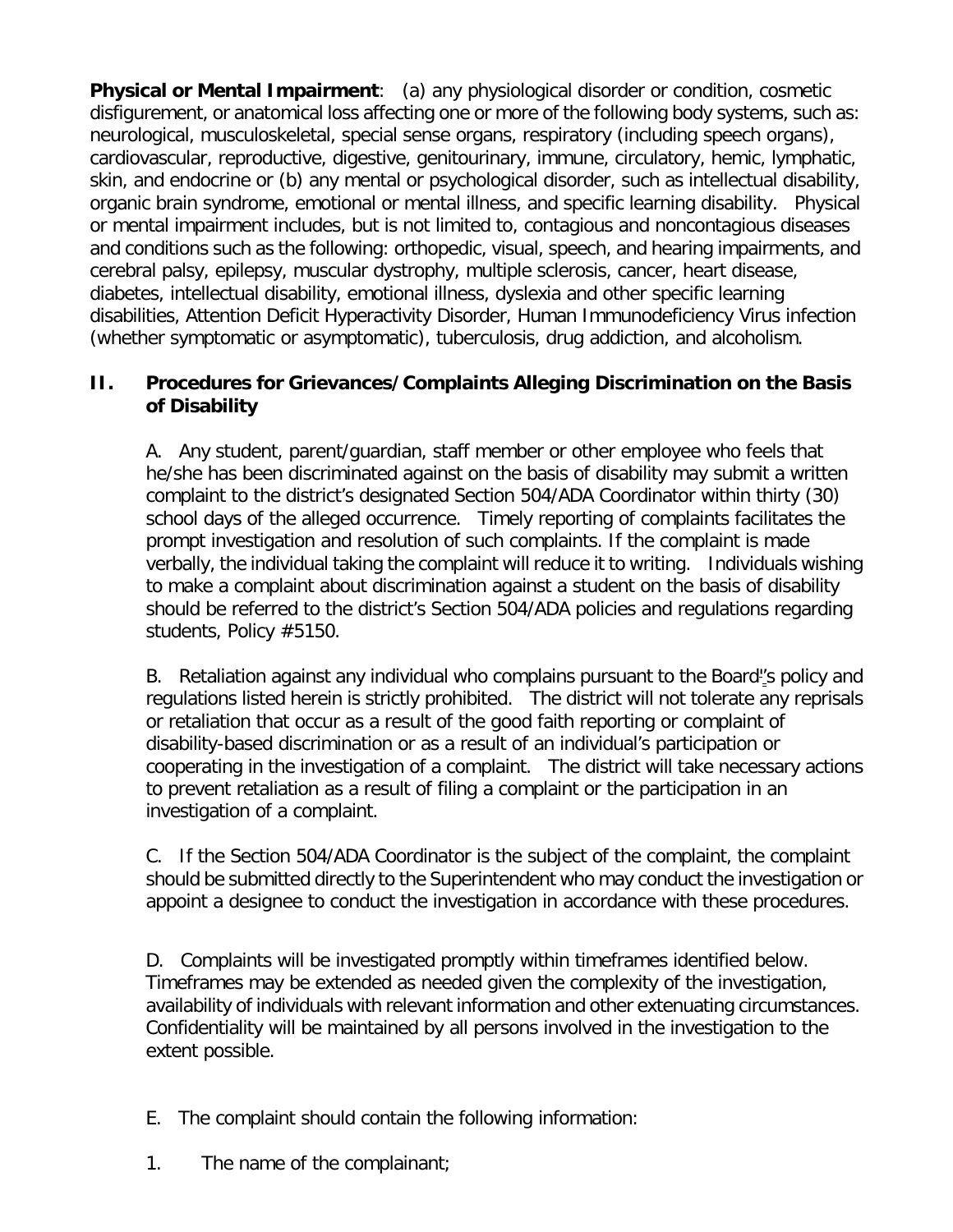**Physical or Mental Impairment**: (a) any physiological disorder or condition, cosmetic disfigurement, or anatomical loss affecting one or more of the following body systems, such as: neurological, musculoskeletal, special sense organs, respiratory (including speech organs), cardiovascular, reproductive, digestive, genitourinary, immune, circulatory, hemic, lymphatic, skin, and endocrine or (b) any mental or psychological disorder, such as intellectual disability, organic brain syndrome, emotional or mental illness, and specific learning disability. Physical or mental impairment includes, but is not limited to, contagious and noncontagious diseases and conditions such as the following: orthopedic, visual, speech, and hearing impairments, and cerebral palsy, epilepsy, muscular dystrophy, multiple sclerosis, cancer, heart disease, diabetes, intellectual disability, emotional illness, dyslexia and other specific learning disabilities, Attention Deficit Hyperactivity Disorder, Human Immunodeficiency Virus infection (whether symptomatic or asymptomatic), tuberculosis, drug addiction, and alcoholism.

## II. Procedures for Grievances/Complaints Alleging Discrimination on the Basis of Disability

A. Any student, parent/guardian, staff member or other employee who feels that he/she has been discriminated against on the basis of disability may submit a written complaint to the district's designated Section 504/ADA Coordinator within thirty (30) school days of the alleged occurrence. Timely reporting of complaints facilitates the prompt investigation and resolution of such complaints. If the complaint is made verbally, the individual taking the complaint will reduce it to writing. Individuals wishing to make a complaint about discrimination against a student on the basis of disability should be referred to the district's Section 504/ADA policies and regulations regarding students, Policy #5150.

B. Retaliation against any individual who complains pursuant to the Board's policy and regulations listed herein is strictly prohibited. The district will not tolerate any reprisals or retaliation that occur as a result of the good faith reporting or complaint of disability-based discrimination or as a result of an individual's participation or cooperating in the investigation of a complaint. The district will take necessary actions to prevent retaliation as a result of filing a complaint or the participation in an investigation of a complaint.

C. If the Section 504/ADA Coordinator is the subject of the complaint, the complaint should be submitted directly to the Superintendent who may conduct the investigation or appoint a designee to conduct the investigation in accordance with these procedures.

D. Complaints will be investigated promptly within timeframes identified below. Timeframes may be extended as needed given the complexity of the investigation, availability of individuals with relevant information and other extenuating circumstances. Confidentiality will be maintained by all persons involved in the investigation to the extent possible.

E. The complaint should contain the following information:

1. The name of the complainant;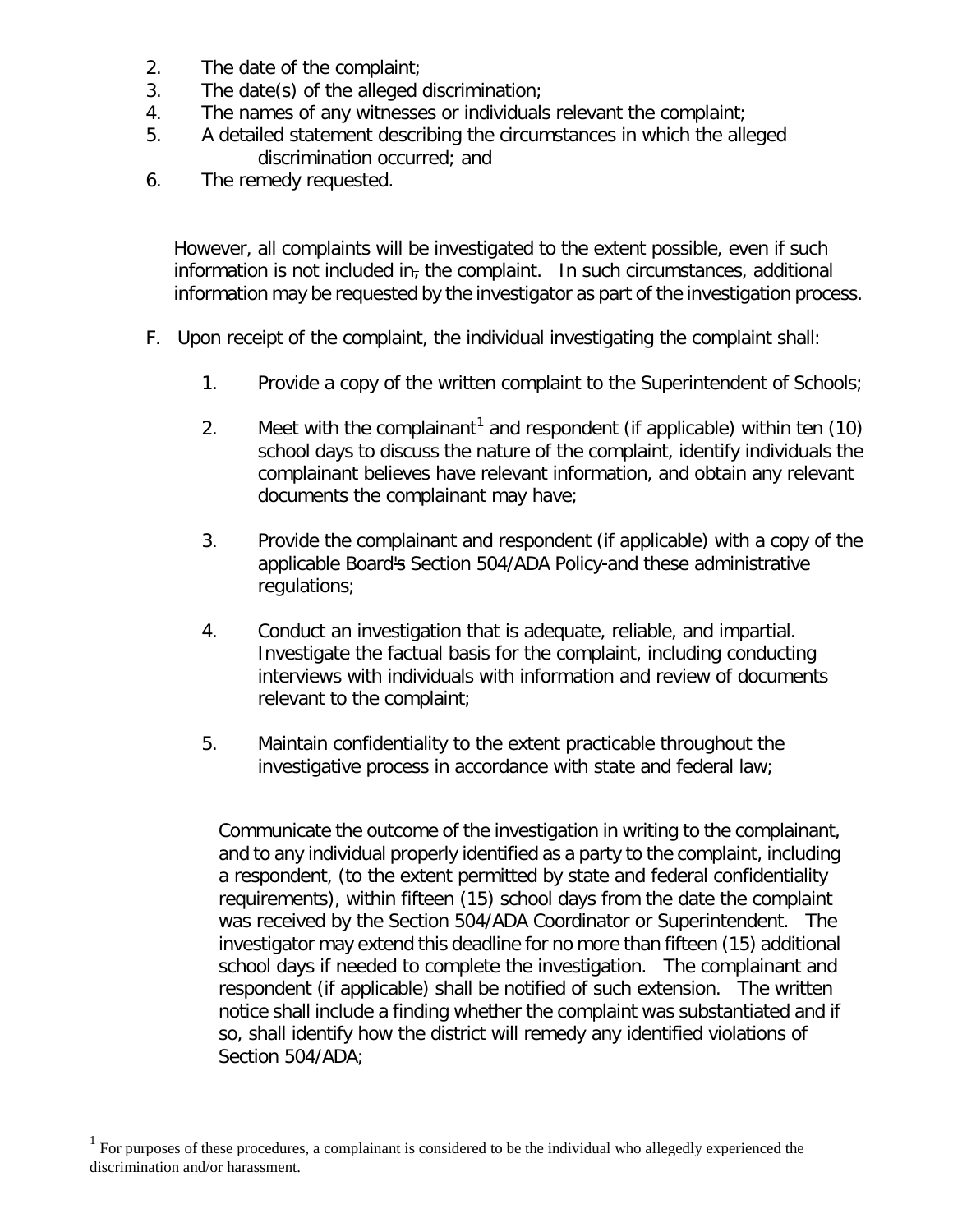2. The date of the complaint;
3. The date(s) of the alleged discrimination;
4. The names of any witnesses or individuals relevant the complaint;
5. A detailed statement describing the circumstances in which the alleged discrimination occurred; and
6. The remedy requested.

However, all complaints will be investigated to the extent possible, even if such information is not included in, the complaint. In such circumstances, additional information may be requested by the investigator as part of the investigation process.

F. Upon receipt of the complaint, the individual investigating the complaint shall:

   1. Provide a copy of the written complaint to the Superintendent of Schools;

   2. Meet with the complainant[1] and respondent (if applicable) within ten (10) school days to discuss the nature of the complaint, identify individuals the complainant believes have relevant information, and obtain any relevant documents the complainant may have;

   3. Provide the complainant and respondent (if applicable) with a copy of the applicable Board's Section 504/ADA Policy and these administrative regulations;

   4. Conduct an investigation that is adequate, reliable, and impartial. Investigate the factual basis for the complaint, including conducting interviews with individuals with information and review of documents relevant to the complaint;

   5. Maintain confidentiality to the extent practicable throughout the investigative process in accordance with state and federal law;

   Communicate the outcome of the investigation in writing to the complainant, and to any individual properly identified as a party to the complaint, including a respondent, (to the extent permitted by state and federal confidentiality requirements), within fifteen (15) school days from the date the complaint was received by the Section 504/ADA Coordinator or Superintendent. The investigator may extend this deadline for no more than fifteen (15) additional school days if needed to complete the investigation. The complainant and respondent (if applicable) shall be notified of such extension. The written notice shall include a finding whether the complaint was substantiated and if so, shall identify how the district will remedy any identified violations of Section 504/ADA;

[1] For purposes of these procedures, a complainant is considered to be the individual who allegedly experienced the discrimination and/or harassment.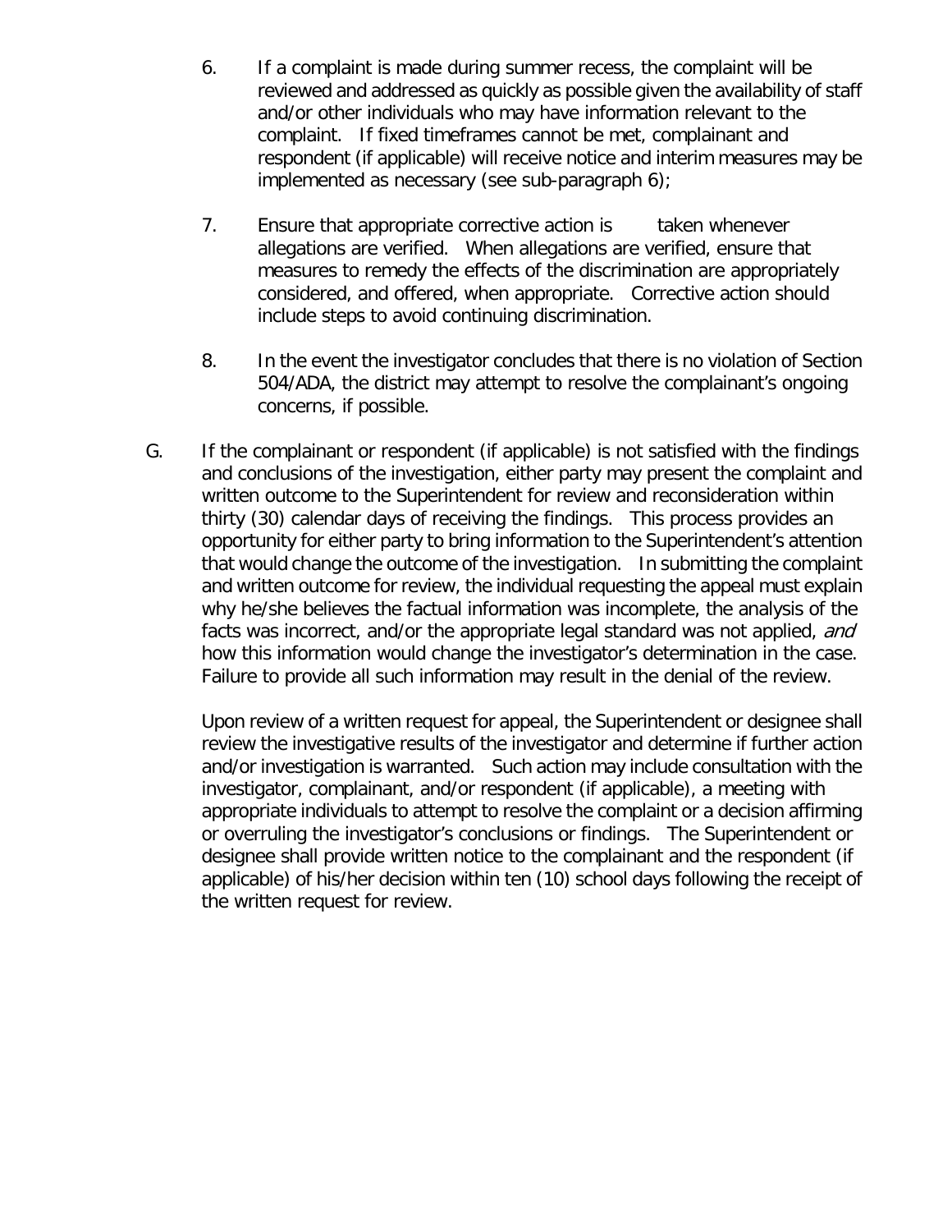6. If a complaint is made during summer recess, the complaint will be reviewed and addressed as quickly as possible given the availability of staff and/or other individuals who may have information relevant to the complaint. If fixed timeframes cannot be met, complainant and respondent (if applicable) will receive notice and interim measures may be implemented as necessary (see sub-paragraph 6);

7. Ensure that appropriate corrective action is taken whenever allegations are verified. When allegations are verified, ensure that measures to remedy the effects of the discrimination are appropriately considered, and offered, when appropriate. Corrective action should include steps to avoid continuing discrimination.

8. In the event the investigator concludes that there is no violation of Section 504/ADA, the district may attempt to resolve the complainant's ongoing concerns, if possible.

G. If the complainant or respondent (if applicable) is not satisfied with the findings and conclusions of the investigation, either party may present the complaint and written outcome to the Superintendent for review and reconsideration within thirty (30) calendar days of receiving the findings. This process provides an opportunity for either party to bring information to the Superintendent's attention that would change the outcome of the investigation. In submitting the complaint and written outcome for review, the individual requesting the appeal must explain why he/she believes the factual information was incomplete, the analysis of the facts was incorrect, and/or the appropriate legal standard was not applied, *and* how this information would change the investigator's determination in the case. Failure to provide all such information may result in the denial of the review.

   Upon review of a written request for appeal, the Superintendent or designee shall review the investigative results of the investigator and determine if further action and/or investigation is warranted. Such action may include consultation with the investigator, complainant, and/or respondent (if applicable), a meeting with appropriate individuals to attempt to resolve the complaint or a decision affirming or overruling the investigator's conclusions or findings. The Superintendent or designee shall provide written notice to the complainant and the respondent (if applicable) of his/her decision within ten (10) school days following the receipt of the written request for review.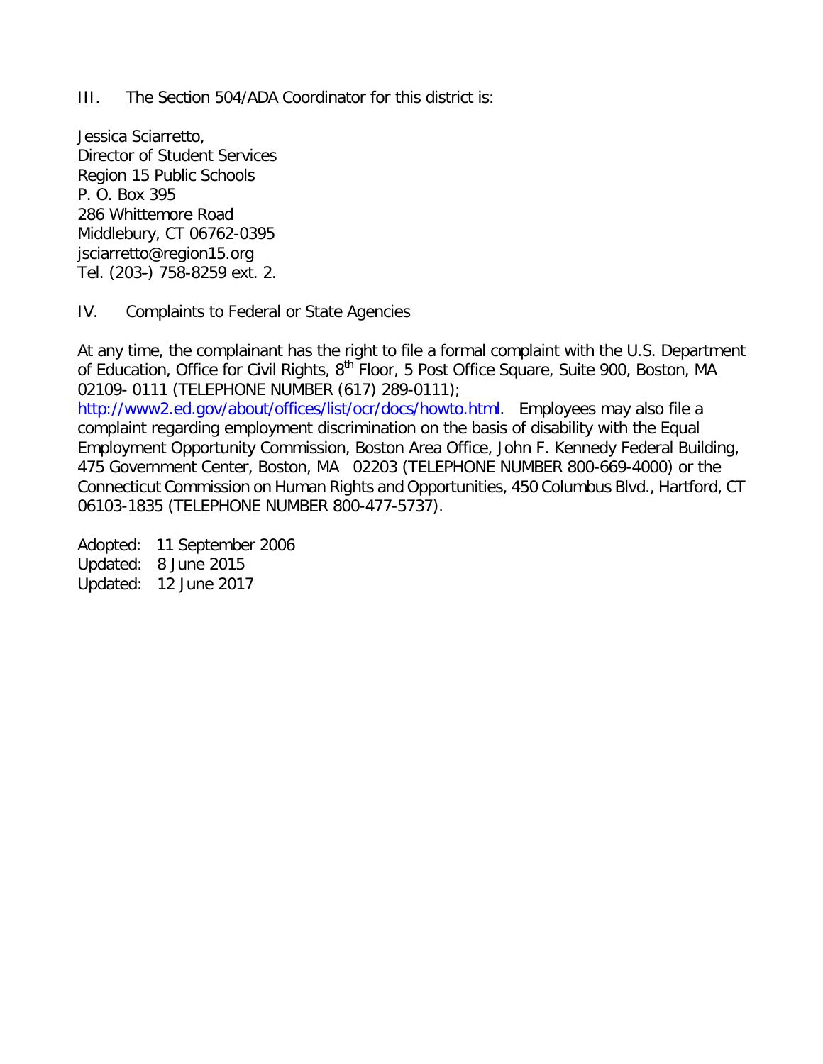III. The Section 504/ADA Coordinator for this district is:

Jessica Sciarretto,
Director of Student Services
Region 15 Public Schools
P. O. Box 395
286 Whittemore Road
Middlebury, CT 06762-0395
jsciarretto@region15.org
Tel. (203-) 758-8259 ext. 2.

IV. Complaints to Federal or State Agencies

At any time, the complainant has the right to file a formal complaint with the U.S. Department of Education, Office for Civil Rights, 8th Floor, 5 Post Office Square, Suite 900, Boston, MA 02109- 0111 (TELEPHONE NUMBER (617) 289-0111); http://www2.ed.gov/about/offices/list/ocr/docs/howto.html. Employees may also file a complaint regarding employment discrimination on the basis of disability with the Equal Employment Opportunity Commission, Boston Area Office, John F. Kennedy Federal Building, 475 Government Center, Boston, MA 02203 (TELEPHONE NUMBER 800-669-4000) or the Connecticut Commission on Human Rights and Opportunities, 450 Columbus Blvd., Hartford, CT 06103-1835 (TELEPHONE NUMBER 800-477-5737).

Adopted: 11 September 2006
Updated: 8 June 2015
Updated: 12 June 2017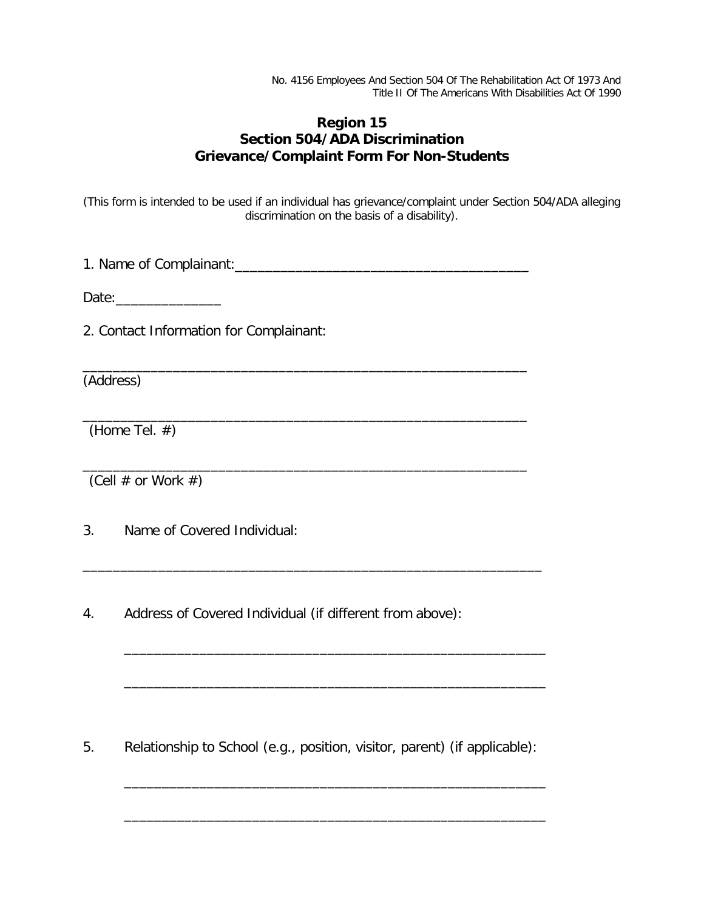No. 4156 Employees And Section 504 Of The Rehabilitation Act Of 1973 And Title II Of The Americans With Disabilities Act Of 1990

## Region 15
## Section 504/ADA Discrimination
## Grievance/Complaint Form For Non-Students

(This form is intended to be used if an individual has grievance/complaint under Section 504/ADA alleging discrimination on the basis of a disability).

1. Name of Complainant:________________________________________

Date:______________

2. Contact Information for Complainant:

_____________________________________________________________
(Address)

_____________________________________________________________
(Home Tel. #)

_____________________________________________________________
(Cell # or Work #)

3. Name of Covered Individual:

_______________________________________________________________

4. Address of Covered Individual (if different from above):

_________________________________________________________

_________________________________________________________

5. Relationship to School (e.g., position, visitor, parent) (if applicable):

_________________________________________________________

_________________________________________________________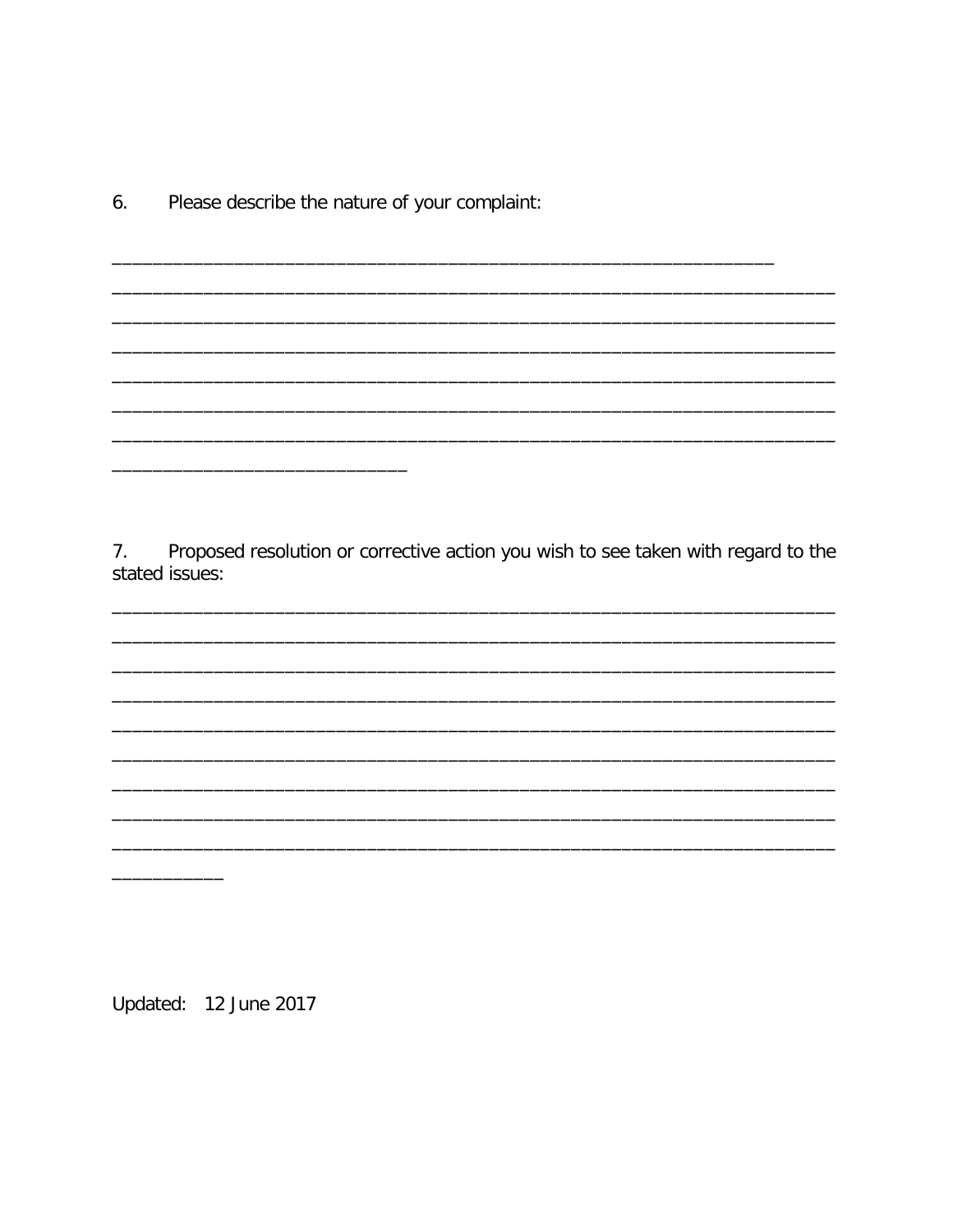6. Please describe the nature of your complaint:

_________________________________________________________________
______________________________________________________________________
______________________________________________________________________
______________________________________________________________________
______________________________________________________________________
______________________________________________________________________
______________________________________________________________________
_____________________________

7. Proposed resolution or corrective action you wish to see taken with regard to the stated issues:

______________________________________________________________________
______________________________________________________________________
______________________________________________________________________
______________________________________________________________________
______________________________________________________________________
______________________________________________________________________
______________________________________________________________________
______________________________________________________________________
______________________________________________________________________
___________

Updated: 12 June 2017